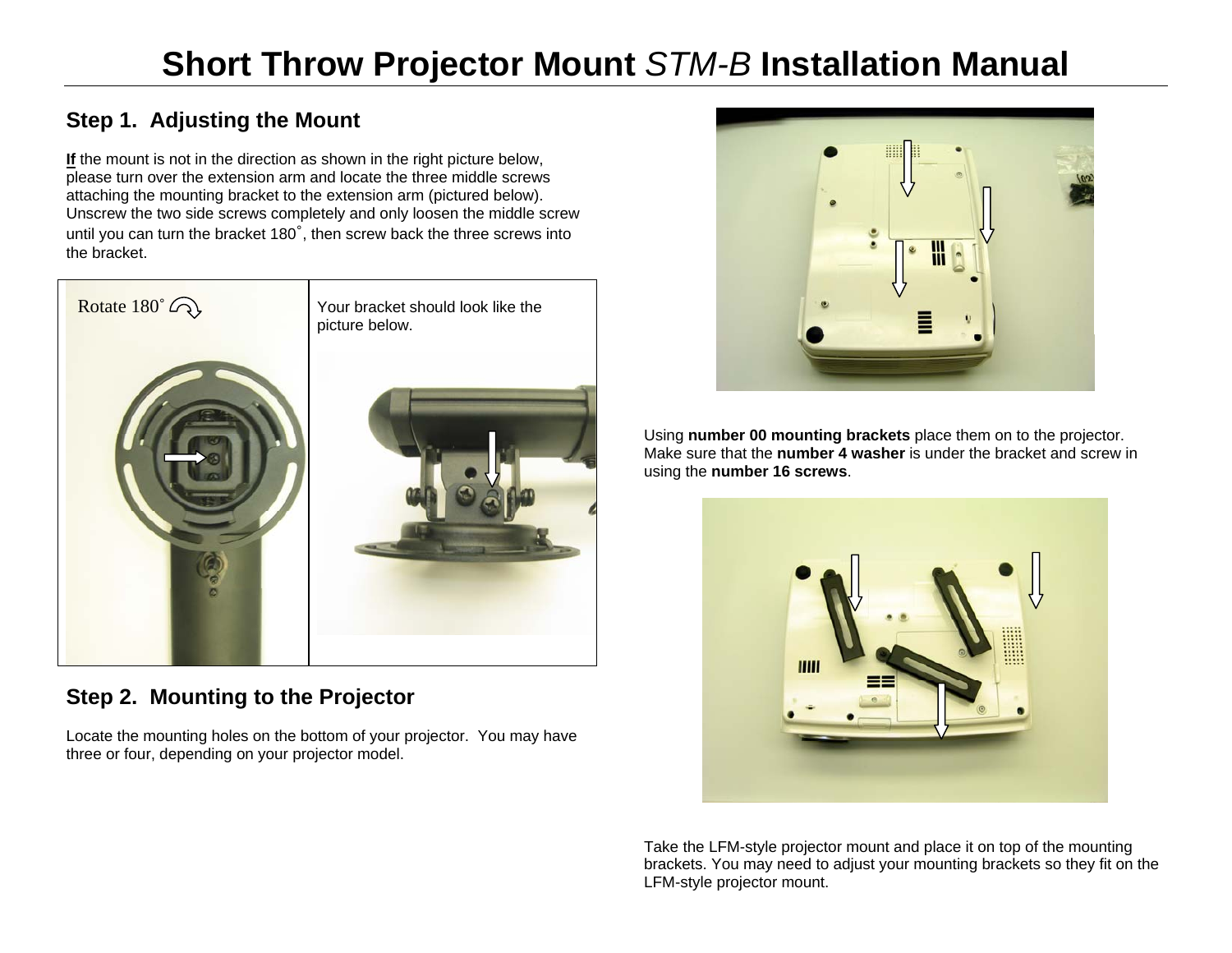# **Short Throw Projector Mount** *STM-B* **Installation Manual**

## Step 1. Adjusting the Mount

**If** the mount is not in the direction as shown in the right picture below, please turn over the extension arm and locate the three middle screws attaching the mounting bracket to the extension arm (pictured below). Unscrew the two side screws completely and only loosen the middle screw until you can turn the bracket 180˚, then screw back the three screws into the bracket.

| Rotate 180˚ | Your bracket should look like the picture below. |
|---|---|

## Step 2. Mounting to the Projector

Locate the mounting holes on the bottom of your projector. You may have three or four, depending on your projector model.

Using **number 00 mounting brackets** place them on to the projector. Make sure that the **number 4 washer** is under the bracket and screw in using the **number 16 screws**.

Take the LFM-style projector mount and place it on top of the mounting brackets. You may need to adjust your mounting brackets so they fit on the LFM-style projector mount.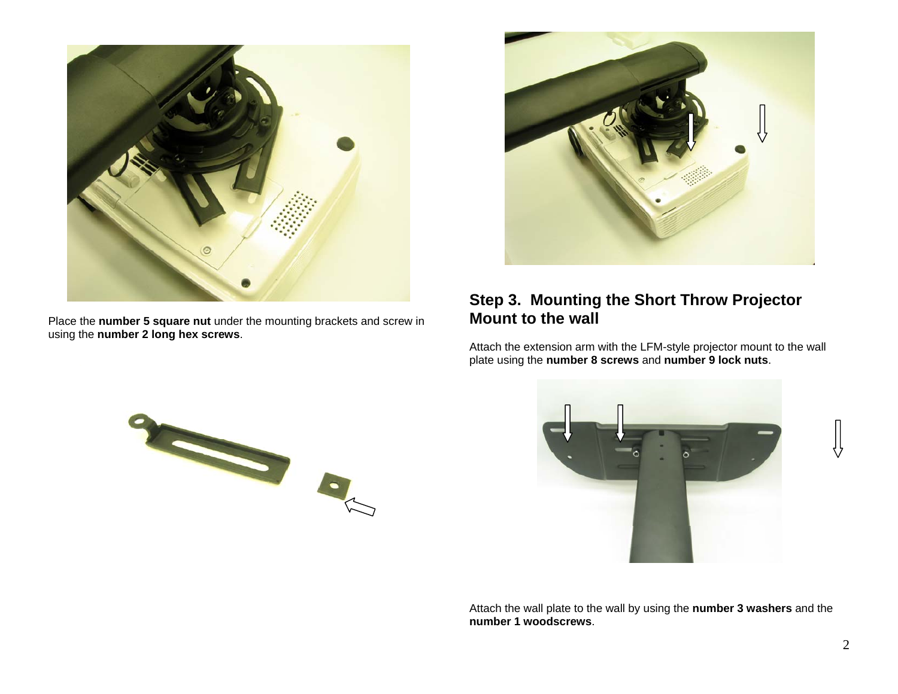Place the **number 5 square nut** under the mounting brackets and screw in using the **number 2 long hex screws**.

## Step 3. Mounting the Short Throw Projector Mount to the wall

Attach the extension arm with the LFM-style projector mount to the wall plate using the **number 8 screws** and **number 9 lock nuts**.

Attach the wall plate to the wall by using the **number 3 washers** and the **number 1 woodscrews**.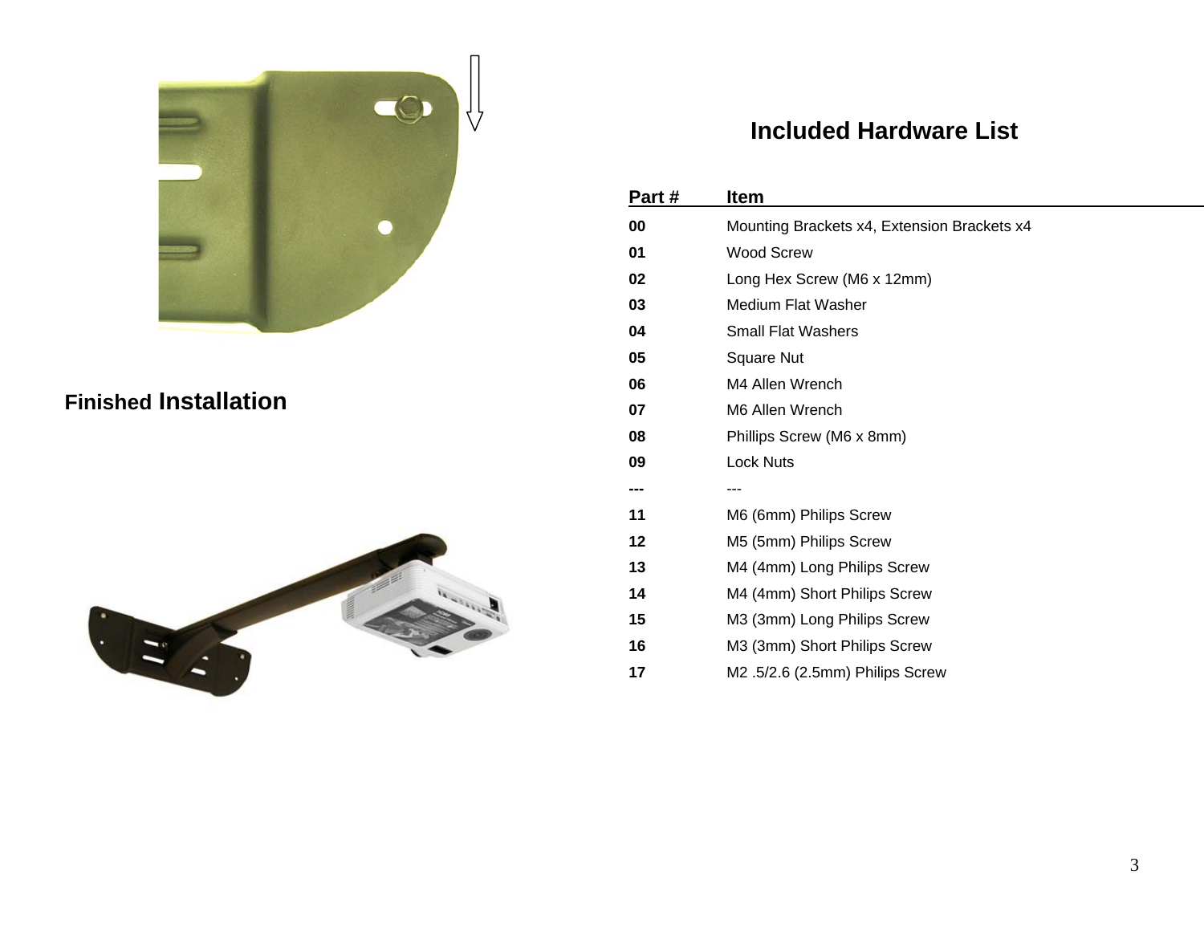## Finished Installation

## Included Hardware List

| Part # | Item |
|---|---|
| 00 | Mounting Brackets x4, Extension Brackets x4 |
| 01 | Wood Screw |
| 02 | Long Hex Screw (M6 x 12mm) |
| 03 | Medium Flat Washer |
| 04 | Small Flat Washers |
| 05 | Square Nut |
| 06 | M4 Allen Wrench |
| 07 | M6 Allen Wrench |
| 08 | Phillips Screw (M6 x 8mm) |
| 09 | Lock Nuts |
| --- | --- |
| 11 | M6 (6mm) Philips Screw |
| 12 | M5 (5mm) Philips Screw |
| 13 | M4 (4mm) Long Philips Screw |
| 14 | M4 (4mm) Short Philips Screw |
| 15 | M3 (3mm) Long Philips Screw |
| 16 | M3 (3mm) Short Philips Screw |
| 17 | M2 .5/2.6 (2.5mm) Philips Screw |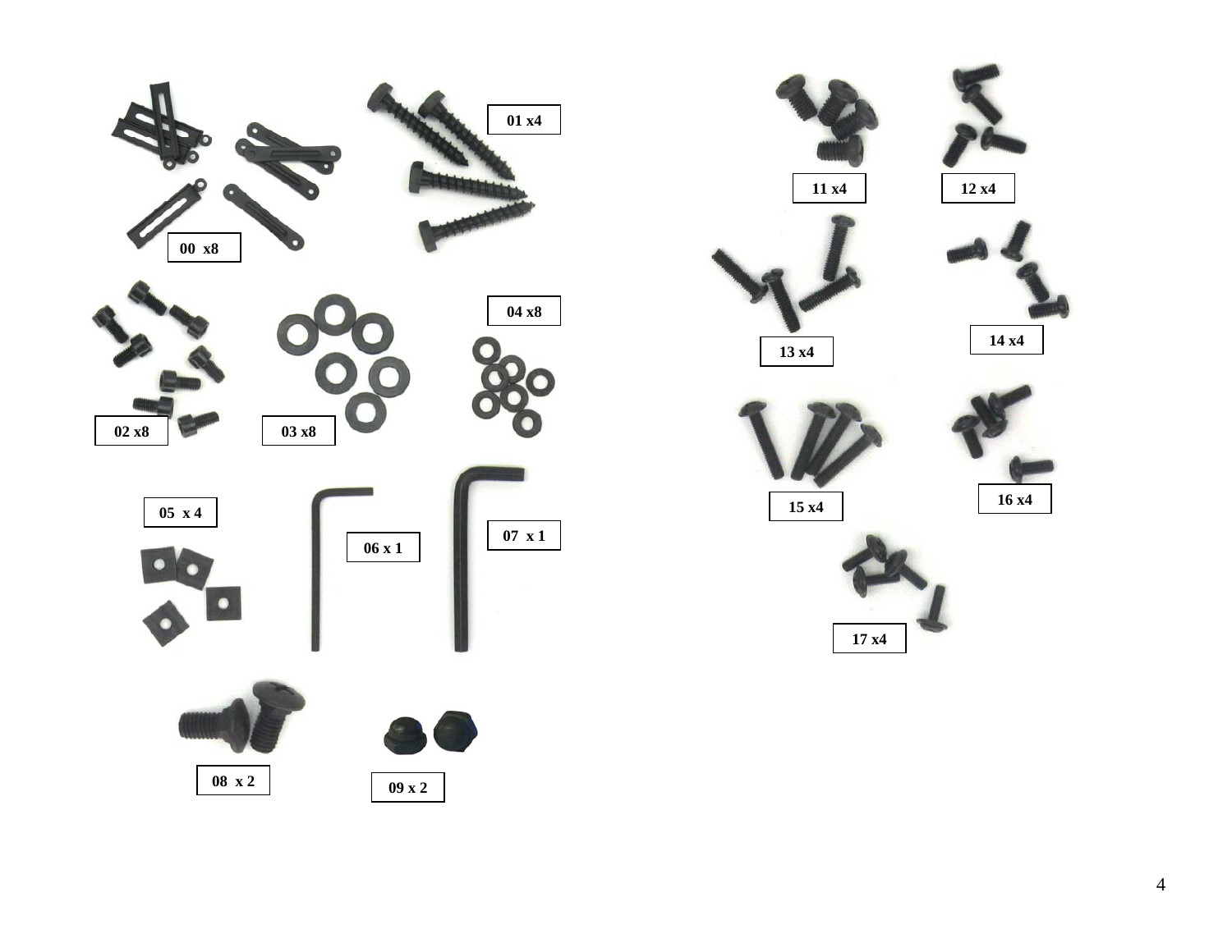00 x8

01 x4

02 x8

03 x8

04 x8

05 x 4

06 x 1

07 x 1

08 x 2

09 x 2

11 x4

12 x4

13 x4

14 x4

15 x4

16 x4

17 x4